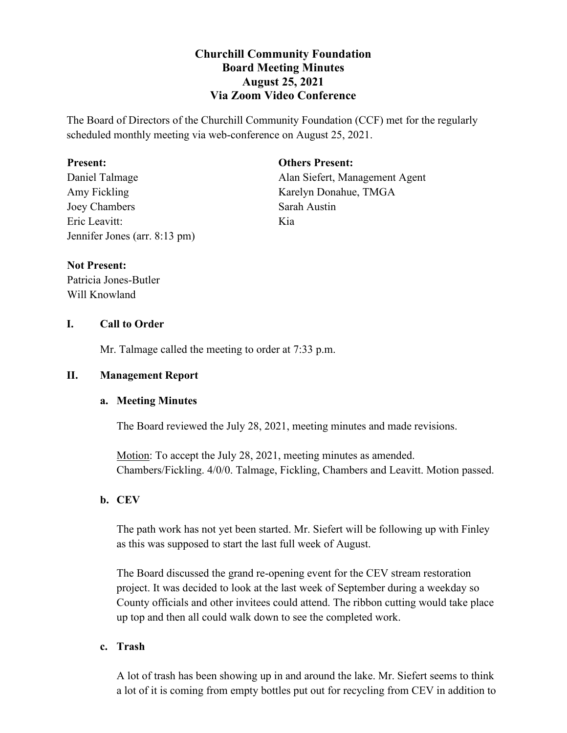# Churchill Community Foundation
## Board Meeting Minutes
## August 25, 2021
## Via Zoom Video Conference

The Board of Directors of the Churchill Community Foundation (CCF) met for the regularly scheduled monthly meeting via web-conference on August 25, 2021.

**Present:**
Daniel Talmage
Amy Fickling
Joey Chambers
Eric Leavitt:
Jennifer Jones (arr. 8:13 pm)

**Others Present:**
Alan Siefert, Management Agent
Karelyn Donahue, TMGA
Sarah Austin
Kia

**Not Present:**
Patricia Jones-Butler
Will Knowland

## I. Call to Order

Mr. Talmage called the meeting to order at 7:33 p.m.

## II. Management Report

### a. Meeting Minutes

The Board reviewed the July 28, 2021, meeting minutes and made revisions.

Motion: To accept the July 28, 2021, meeting minutes as amended. Chambers/Fickling. 4/0/0. Talmage, Fickling, Chambers and Leavitt. Motion passed.

### b. CEV

The path work has not yet been started. Mr. Siefert will be following up with Finley as this was supposed to start the last full week of August.

The Board discussed the grand re-opening event for the CEV stream restoration project. It was decided to look at the last week of September during a weekday so County officials and other invitees could attend. The ribbon cutting would take place up top and then all could walk down to see the completed work.

### c. Trash

A lot of trash has been showing up in and around the lake. Mr. Siefert seems to think a lot of it is coming from empty bottles put out for recycling from CEV in addition to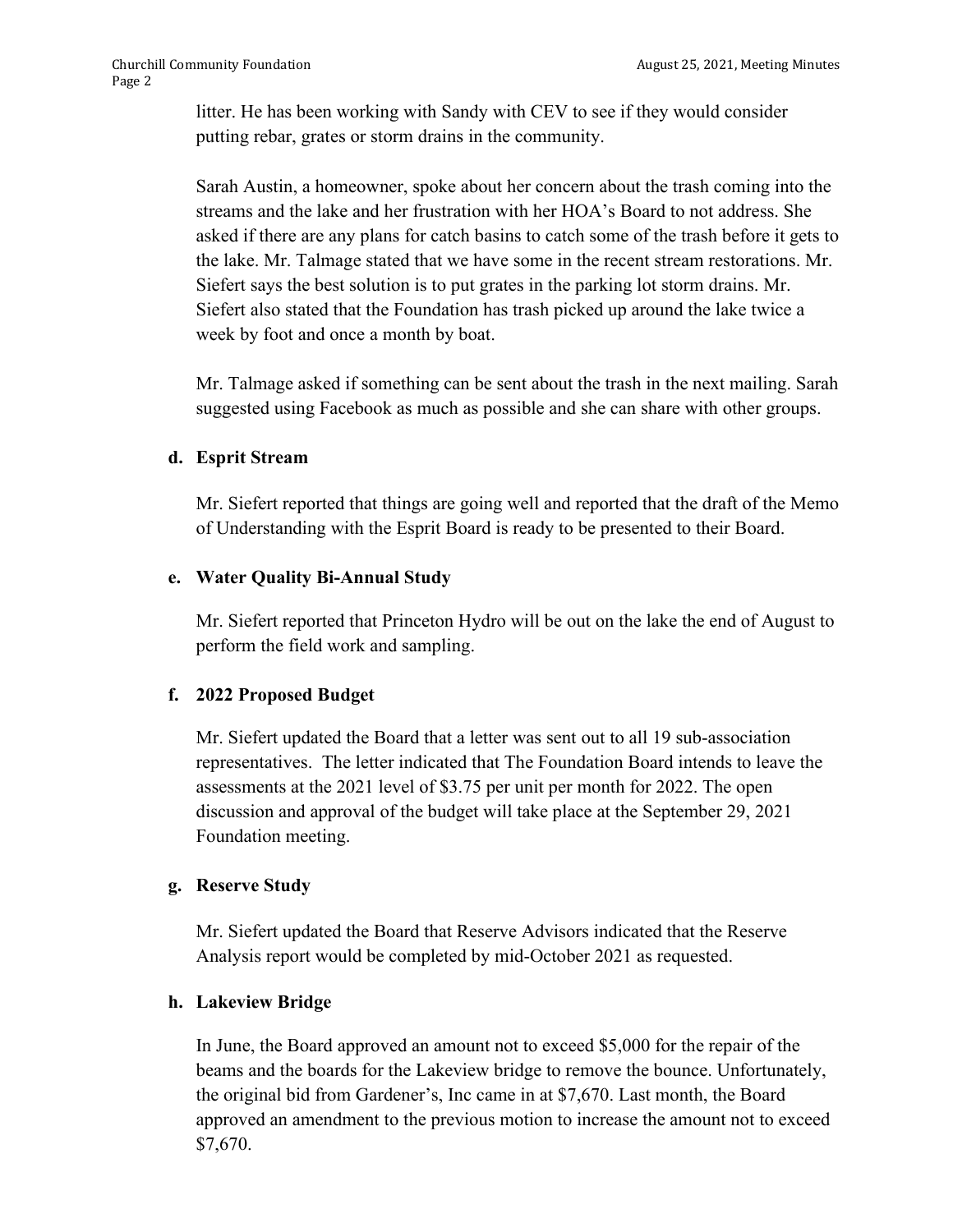litter. He has been working with Sandy with CEV to see if they would consider putting rebar, grates or storm drains in the community.

Sarah Austin, a homeowner, spoke about her concern about the trash coming into the streams and the lake and her frustration with her HOA's Board to not address. She asked if there are any plans for catch basins to catch some of the trash before it gets to the lake. Mr. Talmage stated that we have some in the recent stream restorations. Mr. Siefert says the best solution is to put grates in the parking lot storm drains. Mr. Siefert also stated that the Foundation has trash picked up around the lake twice a week by foot and once a month by boat.

Mr. Talmage asked if something can be sent about the trash in the next mailing. Sarah suggested using Facebook as much as possible and she can share with other groups.

**d. Esprit Stream**

Mr. Siefert reported that things are going well and reported that the draft of the Memo of Understanding with the Esprit Board is ready to be presented to their Board.

**e. Water Quality Bi-Annual Study**

Mr. Siefert reported that Princeton Hydro will be out on the lake the end of August to perform the field work and sampling.

**f. 2022 Proposed Budget**

Mr. Siefert updated the Board that a letter was sent out to all 19 sub-association representatives. The letter indicated that The Foundation Board intends to leave the assessments at the 2021 level of $3.75 per unit per month for 2022. The open discussion and approval of the budget will take place at the September 29, 2021 Foundation meeting.

**g. Reserve Study**

Mr. Siefert updated the Board that Reserve Advisors indicated that the Reserve Analysis report would be completed by mid-October 2021 as requested.

**h. Lakeview Bridge**

In June, the Board approved an amount not to exceed $5,000 for the repair of the beams and the boards for the Lakeview bridge to remove the bounce. Unfortunately, the original bid from Gardener's, Inc came in at $7,670. Last month, the Board approved an amendment to the previous motion to increase the amount not to exceed $7,670.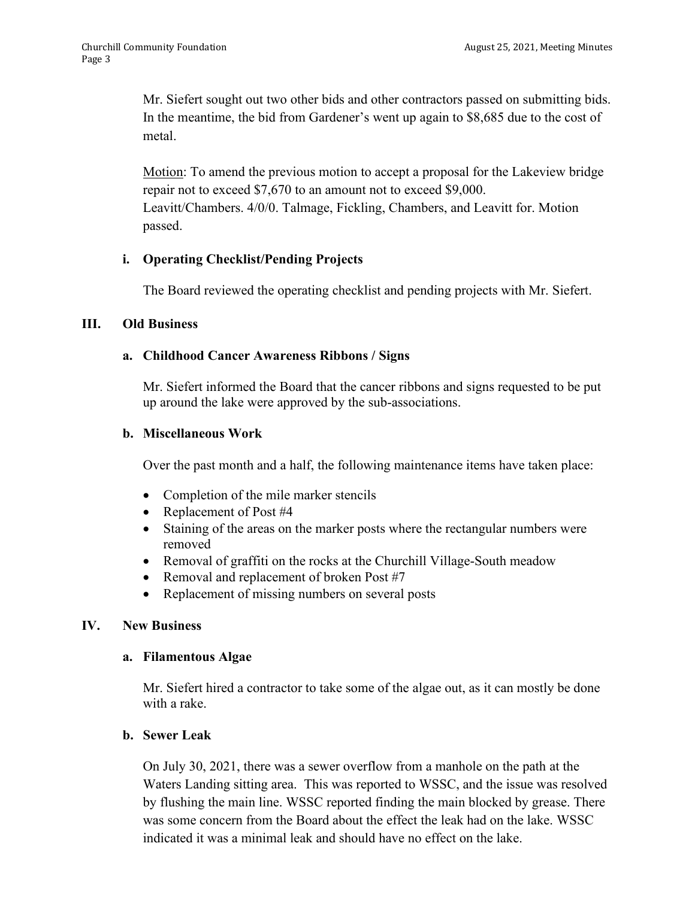Mr. Siefert sought out two other bids and other contractors passed on submitting bids. In the meantime, the bid from Gardener's went up again to $8,685 due to the cost of metal.

Motion: To amend the previous motion to accept a proposal for the Lakeview bridge repair not to exceed $7,670 to an amount not to exceed $9,000. Leavitt/Chambers. 4/0/0. Talmage, Fickling, Chambers, and Leavitt for. Motion passed.

**i. Operating Checklist/Pending Projects**

The Board reviewed the operating checklist and pending projects with Mr. Siefert.

## III. Old Business

**a. Childhood Cancer Awareness Ribbons / Signs**

Mr. Siefert informed the Board that the cancer ribbons and signs requested to be put up around the lake were approved by the sub-associations.

**b. Miscellaneous Work**

Over the past month and a half, the following maintenance items have taken place:

- Completion of the mile marker stencils
- Replacement of Post #4
- Staining of the areas on the marker posts where the rectangular numbers were removed
- Removal of graffiti on the rocks at the Churchill Village-South meadow
- Removal and replacement of broken Post #7
- Replacement of missing numbers on several posts

## IV. New Business

**a. Filamentous Algae**

Mr. Siefert hired a contractor to take some of the algae out, as it can mostly be done with a rake.

**b. Sewer Leak**

On July 30, 2021, there was a sewer overflow from a manhole on the path at the Waters Landing sitting area. This was reported to WSSC, and the issue was resolved by flushing the main line. WSSC reported finding the main blocked by grease. There was some concern from the Board about the effect the leak had on the lake. WSSC indicated it was a minimal leak and should have no effect on the lake.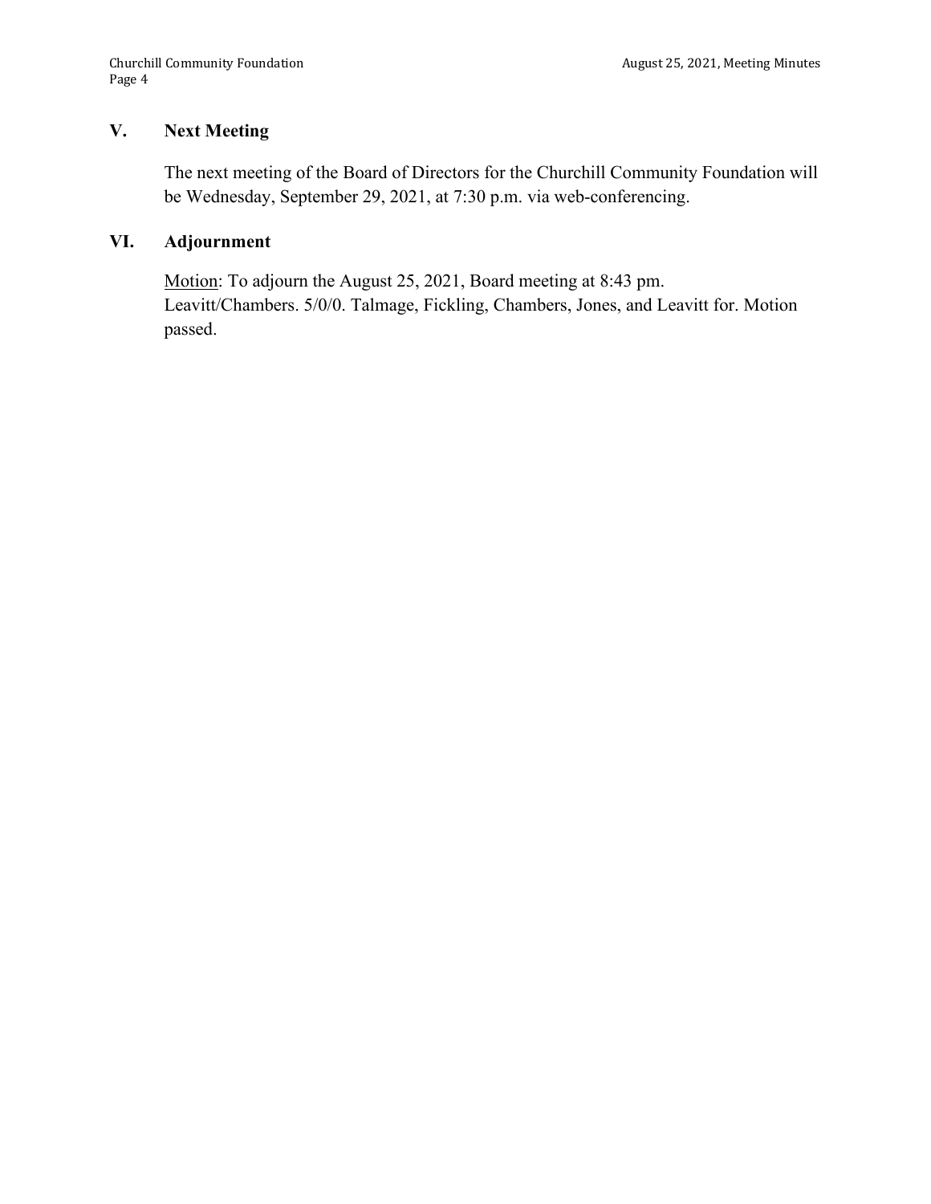## V. Next Meeting

The next meeting of the Board of Directors for the Churchill Community Foundation will be Wednesday, September 29, 2021, at 7:30 p.m. via web-conferencing.

## VI. Adjournment

<u>Motion</u>: To adjourn the August 25, 2021, Board meeting at 8:43 pm. Leavitt/Chambers. 5/0/0. Talmage, Fickling, Chambers, Jones, and Leavitt for. Motion passed.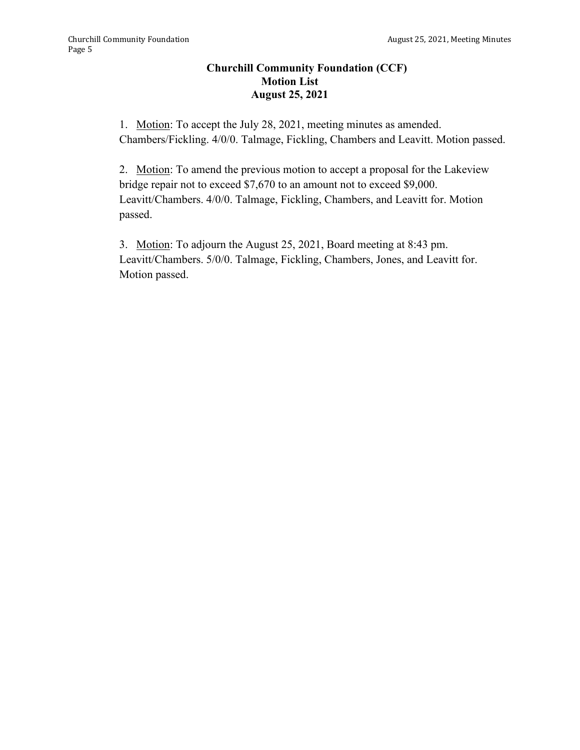**Churchill Community Foundation (CCF)**
**Motion List**
**August 25, 2021**

1. Motion: To accept the July 28, 2021, meeting minutes as amended. Chambers/Fickling. 4/0/0. Talmage, Fickling, Chambers and Leavitt. Motion passed.

2. Motion: To amend the previous motion to accept a proposal for the Lakeview bridge repair not to exceed $7,670 to an amount not to exceed $9,000. Leavitt/Chambers. 4/0/0. Talmage, Fickling, Chambers, and Leavitt for. Motion passed.

3. Motion: To adjourn the August 25, 2021, Board meeting at 8:43 pm. Leavitt/Chambers. 5/0/0. Talmage, Fickling, Chambers, Jones, and Leavitt for. Motion passed.